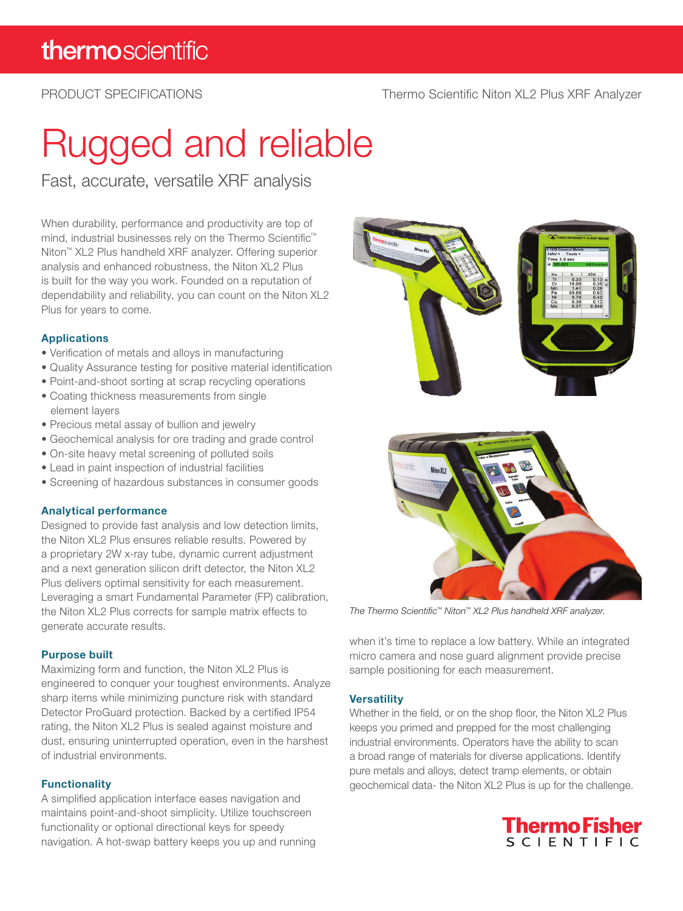PRODUCT SPECIFICATIONS

Thermo Scientific Niton XL2 Plus XRF Analyzer

# Rugged and reliable

## Fast, accurate, versatile XRF analysis

When durability, performance and productivity are top of mind, industrial businesses rely on the Thermo Scientific™ Niton™ XL2 Plus handheld XRF analyzer. Offering superior analysis and enhanced robustness, the Niton XL2 Plus is built for the way you work. Founded on a reputation of dependability and reliability, you can count on the Niton XL2 Plus for years to come.

### Applications

- Verification of metals and alloys in manufacturing
- Quality Assurance testing for positive material identification
- Point-and-shoot sorting at scrap recycling operations
- Coating thickness measurements from single element layers
- Precious metal assay of bullion and jewelry
- Geochemical analysis for ore trading and grade control
- On-site heavy metal screening of polluted soils
- Lead in paint inspection of industrial facilities
- Screening of hazardous substances in consumer goods

### Analytical performance

Designed to provide fast analysis and low detection limits, the Niton XL2 Plus ensures reliable results. Powered by a proprietary 2W x-ray tube, dynamic current adjustment and a next generation silicon drift detector, the Niton XL2 Plus delivers optimal sensitivity for each measurement. Leveraging a smart Fundamental Parameter (FP) calibration, the Niton XL2 Plus corrects for sample matrix effects to generate accurate results.

### Purpose built

Maximizing form and function, the Niton XL2 Plus is engineered to conquer your toughest environments. Analyze sharp items while minimizing puncture risk with standard Detector ProGuard protection. Backed by a certified IP54 rating, the Niton XL2 Plus is sealed against moisture and dust, ensuring uninterrupted operation, even in the harshest of industrial environments.

### Functionality

A simplified application interface eases navigation and maintains point-and-shoot simplicity. Utilize touchscreen functionality or optional directional keys for speedy navigation. A hot-swap battery keeps you up and running when it's time to replace a low battery. While an integrated micro camera and nose guard alignment provide precise sample positioning for each measurement.

*The Thermo Scientific™ Niton™ XL2 Plus handheld XRF analyzer.*

### Versatility

Whether in the field, or on the shop floor, the Niton XL2 Plus keeps you primed and prepped for the most challenging industrial environments. Operators have the ability to scan a broad range of materials for diverse applications. Identify pure metals and alloys, detect tramp elements, or obtain geochemical data- the Niton XL2 Plus is up for the challenge.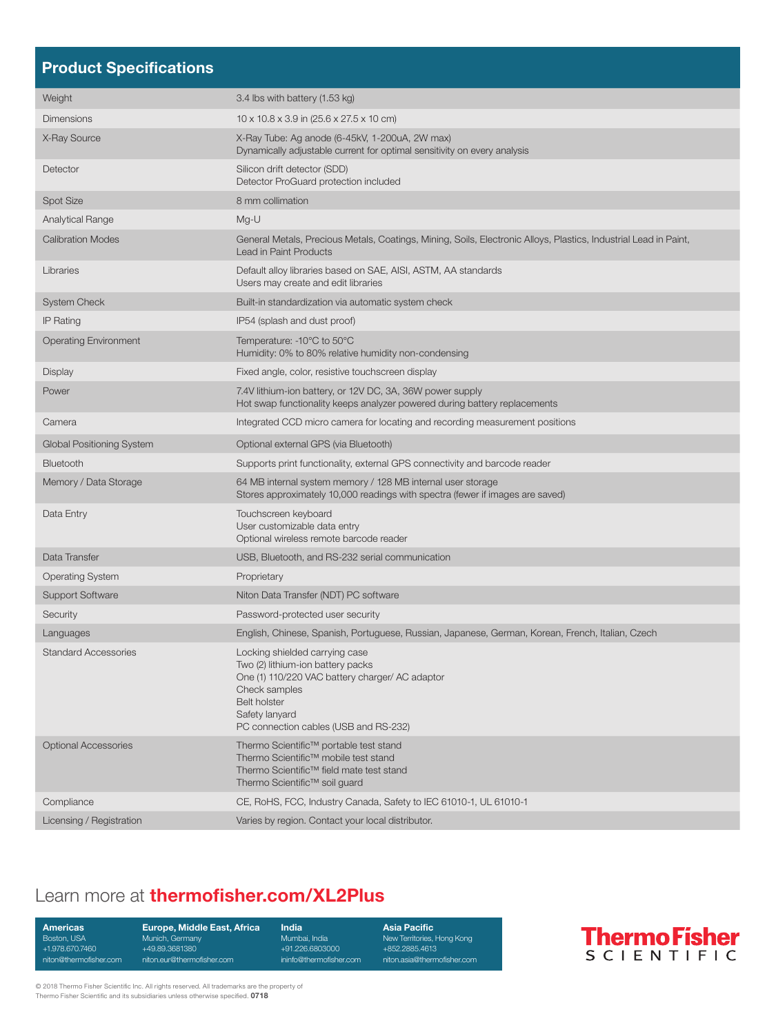## Product Specifications

| | |
|---|---|
| Weight | 3.4 lbs with battery (1.53 kg) |
| Dimensions | 10 x 10.8 x 3.9 in (25.6 x 27.5 x 10 cm) |
| X-Ray Source | X-Ray Tube: Ag anode (6-45kV, 1-200uA, 2W max)<br>Dynamically adjustable current for optimal sensitivity on every analysis |
| Detector | Silicon drift detector (SDD)<br>Detector ProGuard protection included |
| Spot Size | 8 mm collimation |
| Analytical Range | Mg-U |
| Calibration Modes | General Metals, Precious Metals, Coatings, Mining, Soils, Electronic Alloys, Plastics, Industrial Lead in Paint, Lead in Paint Products |
| Libraries | Default alloy libraries based on SAE, AISI, ASTM, AA standards<br>Users may create and edit libraries |
| System Check | Built-in standardization via automatic system check |
| IP Rating | IP54 (splash and dust proof) |
| Operating Environment | Temperature: -10°C to 50°C<br>Humidity: 0% to 80% relative humidity non-condensing |
| Display | Fixed angle, color, resistive touchscreen display |
| Power | 7.4V lithium-ion battery, or 12V DC, 3A, 36W power supply<br>Hot swap functionality keeps analyzer powered during battery replacements |
| Camera | Integrated CCD micro camera for locating and recording measurement positions |
| Global Positioning System | Optional external GPS (via Bluetooth) |
| Bluetooth | Supports print functionality, external GPS connectivity and barcode reader |
| Memory / Data Storage | 64 MB internal system memory / 128 MB internal user storage<br>Stores approximately 10,000 readings with spectra (fewer if images are saved) |
| Data Entry | Touchscreen keyboard<br>User customizable data entry<br>Optional wireless remote barcode reader |
| Data Transfer | USB, Bluetooth, and RS-232 serial communication |
| Operating System | Proprietary |
| Support Software | Niton Data Transfer (NDT) PC software |
| Security | Password-protected user security |
| Languages | English, Chinese, Spanish, Portuguese, Russian, Japanese, German, Korean, French, Italian, Czech |
| Standard Accessories | Locking shielded carrying case<br>Two (2) lithium-ion battery packs<br>One (1) 110/220 VAC battery charger/ AC adaptor<br>Check samples<br>Belt holster<br>Safety lanyard<br>PC connection cables (USB and RS-232) |
| Optional Accessories | Thermo Scientific™ portable test stand<br>Thermo Scientific™ mobile test stand<br>Thermo Scientific™ field mate test stand<br>Thermo Scientific™ soil guard |
| Compliance | CE, RoHS, FCC, Industry Canada, Safety to IEC 61010-1, UL 61010-1 |
| Licensing / Registration | Varies by region. Contact your local distributor. |

Learn more at **thermofisher.com/XL2Plus**

**Americas**
Boston, USA
+1.978.670.7460
niton@thermofisher.com

**Europe, Middle East, Africa**
Munich, Germany
+49.89.3681380
niton.eur@thermofisher.com

**India**
Mumbai, India
+91.226.6803000
ininfo@thermofisher.com

**Asia Pacific**
New Territories, Hong Kong
+852.2885.4613
niton.asia@thermofisher.com

ThermoFisher SCIENTIFIC

© 2018 Thermo Fisher Scientific Inc. All rights reserved. All trademarks are the property of Thermo Fisher Scientific and its subsidiaries unless otherwise specified. **0718**